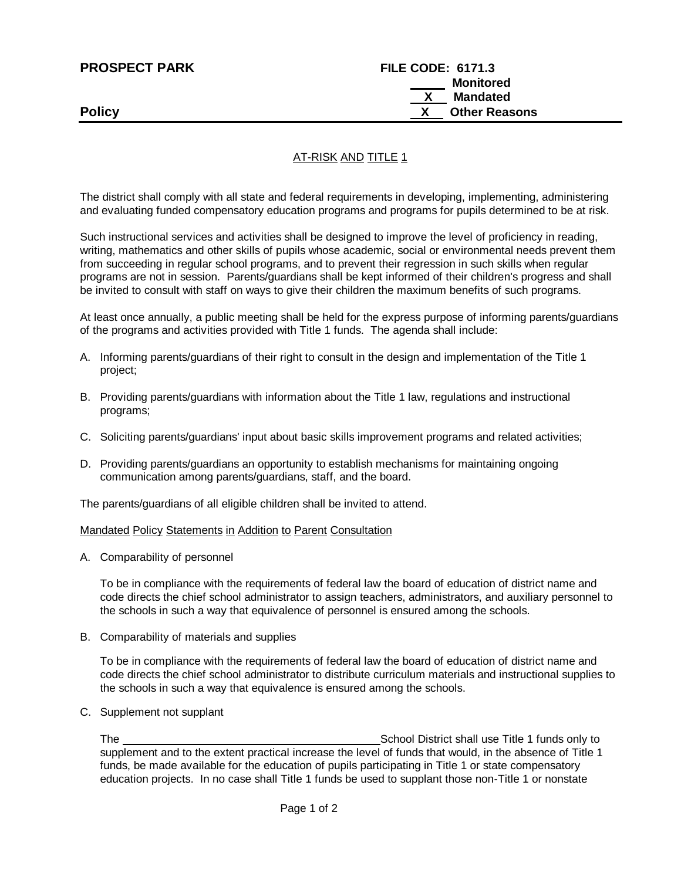**PROSPECT PARK** **FILE CODE: 6171.3**

_____ Monitored
__X__ Mandated
__X__ Other Reasons

**Policy**

---

AT-RISK AND TITLE 1

The district shall comply with all state and federal requirements in developing, implementing, administering and evaluating funded compensatory education programs and programs for pupils determined to be at risk.

Such instructional services and activities shall be designed to improve the level of proficiency in reading, writing, mathematics and other skills of pupils whose academic, social or environmental needs prevent them from succeeding in regular school programs, and to prevent their regression in such skills when regular programs are not in session. Parents/guardians shall be kept informed of their children's progress and shall be invited to consult with staff on ways to give their children the maximum benefits of such programs.

At least once annually, a public meeting shall be held for the express purpose of informing parents/guardians of the programs and activities provided with Title 1 funds. The agenda shall include:

A. Informing parents/guardians of their right to consult in the design and implementation of the Title 1 project;

B. Providing parents/guardians with information about the Title 1 law, regulations and instructional programs;

C. Soliciting parents/guardians' input about basic skills improvement programs and related activities;

D. Providing parents/guardians an opportunity to establish mechanisms for maintaining ongoing communication among parents/guardians, staff, and the board.

The parents/guardians of all eligible children shall be invited to attend.

Mandated Policy Statements in Addition to Parent Consultation

A. Comparability of personnel

To be in compliance with the requirements of federal law the board of education of district name and code directs the chief school administrator to assign teachers, administrators, and auxiliary personnel to the schools in such a way that equivalence of personnel is ensured among the schools.

B. Comparability of materials and supplies

To be in compliance with the requirements of federal law the board of education of district name and code directs the chief school administrator to distribute curriculum materials and instructional supplies to the schools in such a way that equivalence is ensured among the schools.

C. Supplement not supplant

The ________________________________ School District shall use Title 1 funds only to supplement and to the extent practical increase the level of funds that would, in the absence of Title 1 funds, be made available for the education of pupils participating in Title 1 or state compensatory education projects. In no case shall Title 1 funds be used to supplant those non-Title 1 or nonstate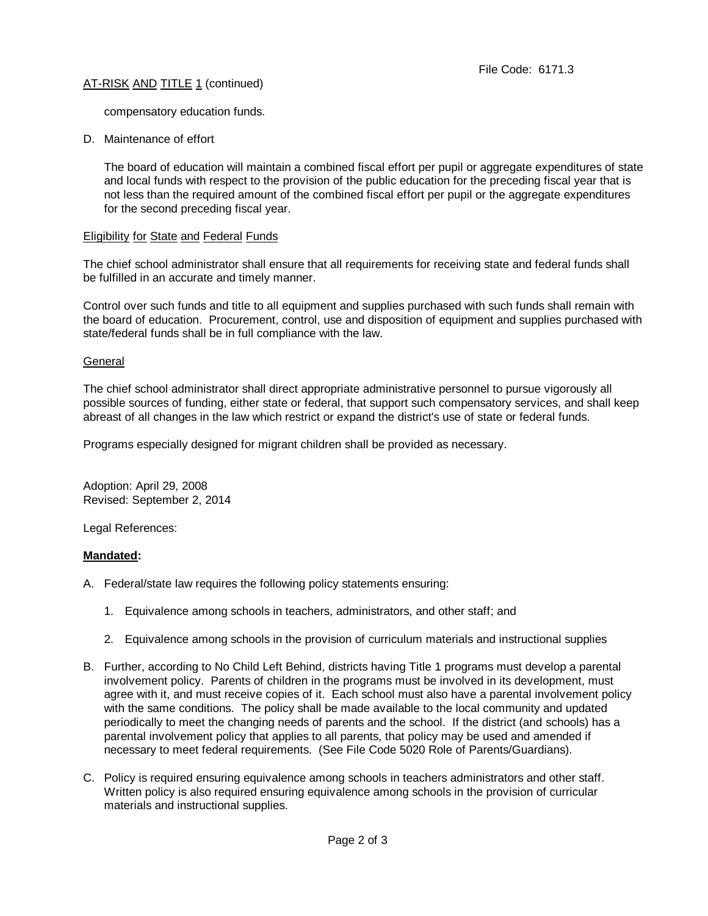compensatory education funds.

D. Maintenance of effort

The board of education will maintain a combined fiscal effort per pupil or aggregate expenditures of state and local funds with respect to the provision of the public education for the preceding fiscal year that is not less than the required amount of the combined fiscal effort per pupil or the aggregate expenditures for the second preceding fiscal year.

Eligibility for State and Federal Funds

The chief school administrator shall ensure that all requirements for receiving state and federal funds shall be fulfilled in an accurate and timely manner.

Control over such funds and title to all equipment and supplies purchased with such funds shall remain with the board of education. Procurement, control, use and disposition of equipment and supplies purchased with state/federal funds shall be in full compliance with the law.

General

The chief school administrator shall direct appropriate administrative personnel to pursue vigorously all possible sources of funding, either state or federal, that support such compensatory services, and shall keep abreast of all changes in the law which restrict or expand the district's use of state or federal funds.

Programs especially designed for migrant children shall be provided as necessary.

Adoption: April 29, 2008
Revised: September 2, 2014

Legal References:

**Mandated:**

A. Federal/state law requires the following policy statements ensuring:

   1. Equivalence among schools in teachers, administrators, and other staff; and

   2. Equivalence among schools in the provision of curriculum materials and instructional supplies

B. Further, according to No Child Left Behind, districts having Title 1 programs must develop a parental involvement policy. Parents of children in the programs must be involved in its development, must agree with it, and must receive copies of it. Each school must also have a parental involvement policy with the same conditions. The policy shall be made available to the local community and updated periodically to meet the changing needs of parents and the school. If the district (and schools) has a parental involvement policy that applies to all parents, that policy may be used and amended if necessary to meet federal requirements. (See File Code 5020 Role of Parents/Guardians).

C. Policy is required ensuring equivalence among schools in teachers administrators and other staff. Written policy is also required ensuring equivalence among schools in the provision of curricular materials and instructional supplies.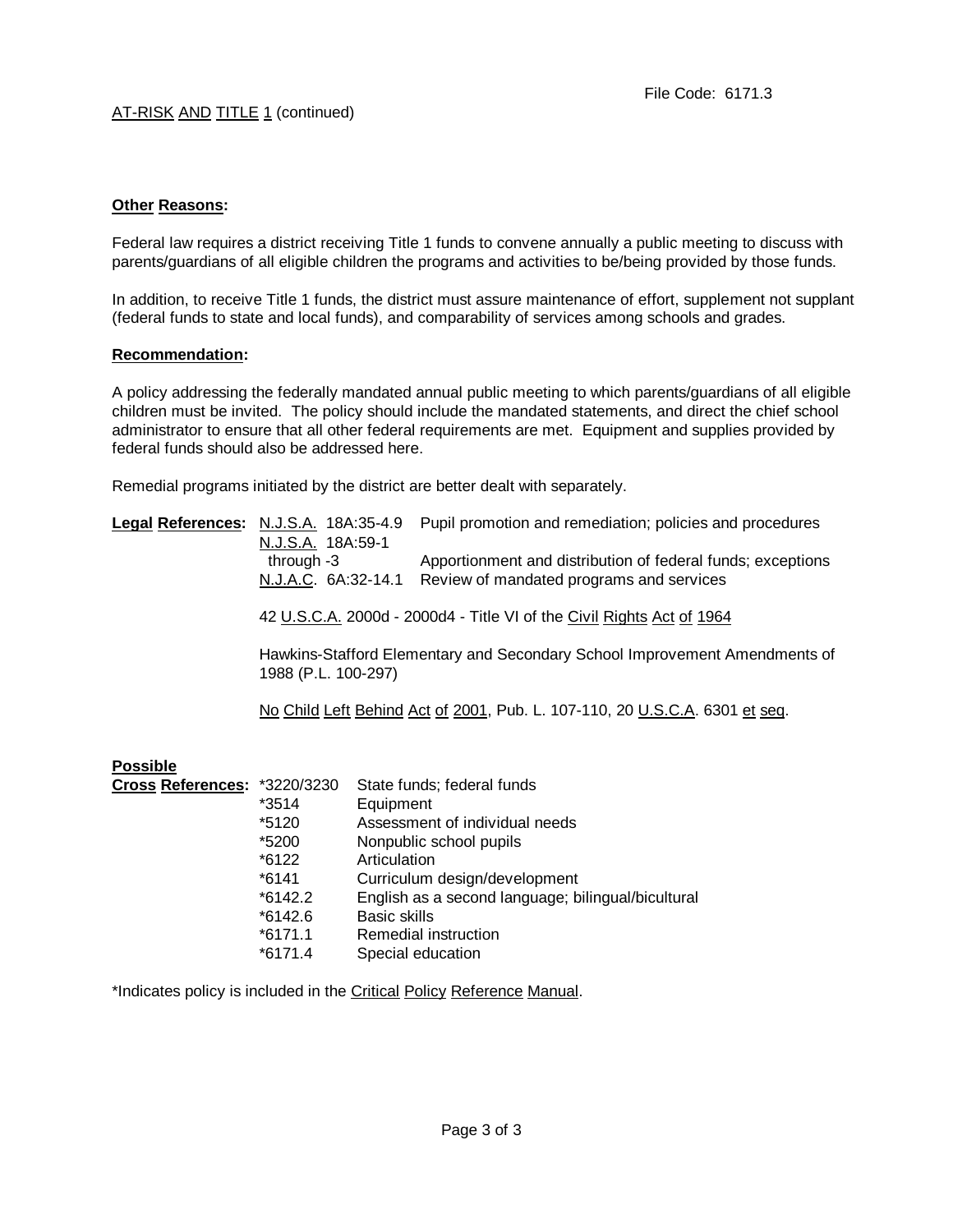**Other Reasons:**

Federal law requires a district receiving Title 1 funds to convene annually a public meeting to discuss with parents/guardians of all eligible children the programs and activities to be/being provided by those funds.

In addition, to receive Title 1 funds, the district must assure maintenance of effort, supplement not supplant (federal funds to state and local funds), and comparability of services among schools and grades.

**Recommendation:**

A policy addressing the federally mandated annual public meeting to which parents/guardians of all eligible children must be invited. The policy should include the mandated statements, and direct the chief school administrator to ensure that all other federal requirements are met. Equipment and supplies provided by federal funds should also be addressed here.

Remedial programs initiated by the district are better dealt with separately.

**Legal References:**

| | |
|---|---|
| N.J.S.A. 18A:35-4.9 | Pupil promotion and remediation; policies and procedures |
| N.J.S.A. 18A:59-1 through -3 | Apportionment and distribution of federal funds; exceptions |
| N.J.A.C. 6A:32-14.1 | Review of mandated programs and services |

42 U.S.C.A. 2000d - 2000d4 - Title VI of the Civil Rights Act of 1964

Hawkins-Stafford Elementary and Secondary School Improvement Amendments of 1988 (P.L. 100-297)

No Child Left Behind Act of 2001, Pub. L. 107-110, 20 U.S.C.A. 6301 et seq.

**Possible Cross References:**

| | |
|---|---|
| *3220/3230 | State funds; federal funds |
| *3514 | Equipment |
| *5120 | Assessment of individual needs |
| *5200 | Nonpublic school pupils |
| *6122 | Articulation |
| *6141 | Curriculum design/development |
| *6142.2 | English as a second language; bilingual/bicultural |
| *6142.6 | Basic skills |
| *6171.1 | Remedial instruction |
| *6171.4 | Special education |

*Indicates policy is included in the Critical Policy Reference Manual.